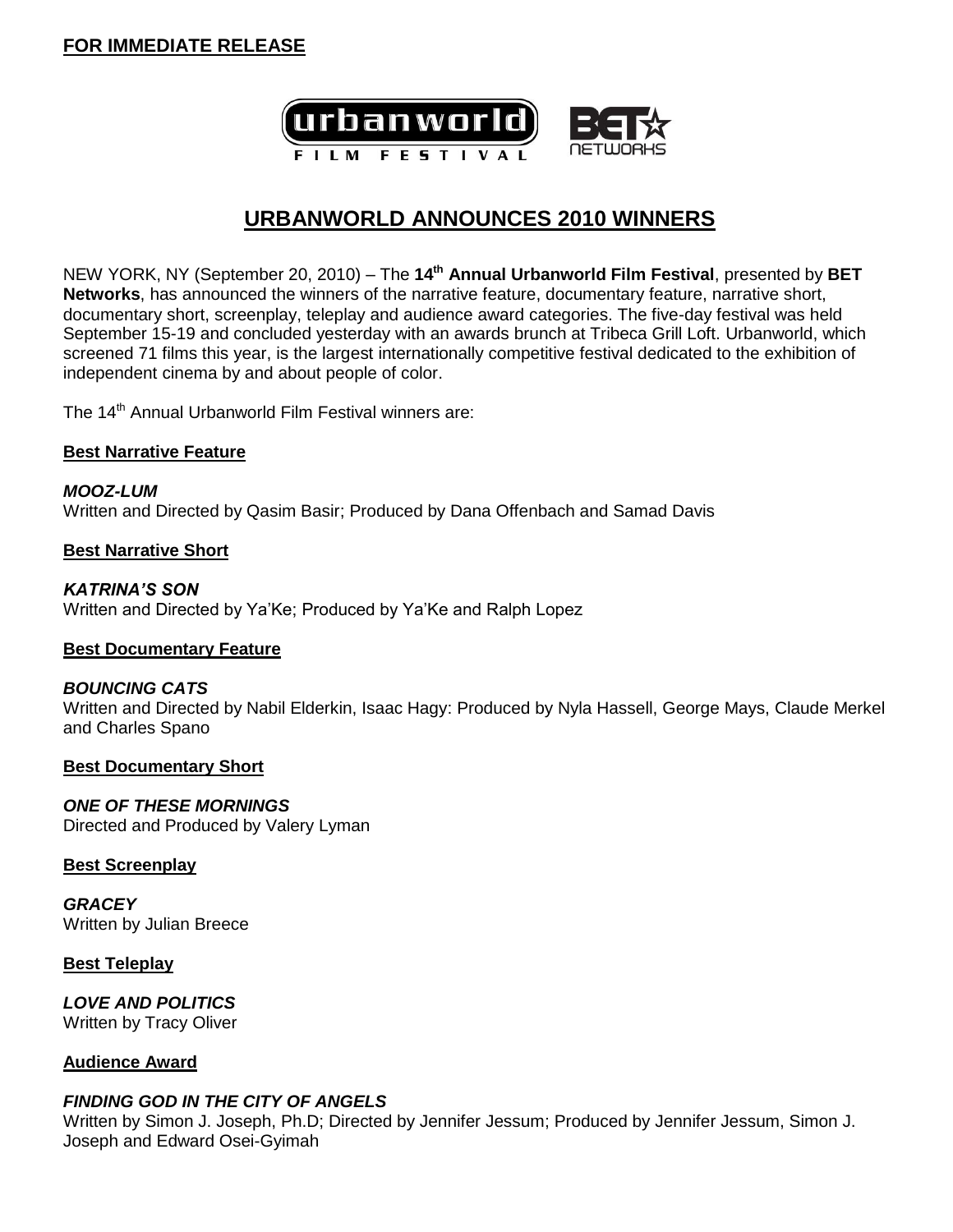**FOR IMMEDIATE RELEASE**

# URBANWORLD ANNOUNCES 2010 WINNERS

NEW YORK, NY (September 20, 2010) – The **14th Annual Urbanworld Film Festival**, presented by **BET Networks**, has announced the winners of the narrative feature, documentary feature, narrative short, documentary short, screenplay, teleplay and audience award categories. The five-day festival was held September 15-19 and concluded yesterday with an awards brunch at Tribeca Grill Loft. Urbanworld, which screened 71 films this year, is the largest internationally competitive festival dedicated to the exhibition of independent cinema by and about people of color.

The 14th Annual Urbanworld Film Festival winners are:

**Best Narrative Feature**

***MOOZ-LUM***
Written and Directed by Qasim Basir; Produced by Dana Offenbach and Samad Davis

**Best Narrative Short**

***KATRINA'S SON***
Written and Directed by Ya'Ke; Produced by Ya'Ke and Ralph Lopez

**Best Documentary Feature**

***BOUNCING CATS***
Written and Directed by Nabil Elderkin, Isaac Hagy: Produced by Nyla Hassell, George Mays, Claude Merkel and Charles Spano

**Best Documentary Short**

***ONE OF THESE MORNINGS***
Directed and Produced by Valery Lyman

**Best Screenplay**

***GRACEY***
Written by Julian Breece

**Best Teleplay**

***LOVE AND POLITICS***
Written by Tracy Oliver

**Audience Award**

***FINDING GOD IN THE CITY OF ANGELS***
Written by Simon J. Joseph, Ph.D; Directed by Jennifer Jessum; Produced by Jennifer Jessum, Simon J. Joseph and Edward Osei-Gyimah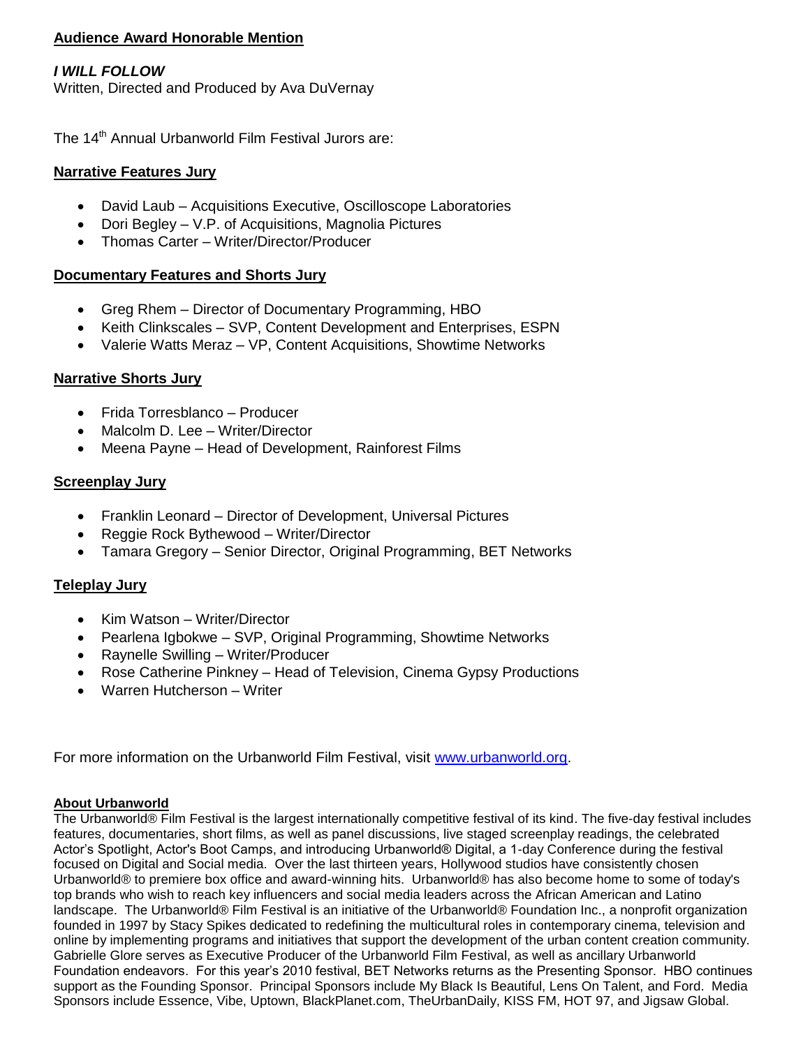**Audience Award Honorable Mention**

***I WILL FOLLOW***
Written, Directed and Produced by Ava DuVernay

The 14th Annual Urbanworld Film Festival Jurors are:

**Narrative Features Jury**

- David Laub – Acquisitions Executive, Oscilloscope Laboratories
- Dori Begley – V.P. of Acquisitions, Magnolia Pictures
- Thomas Carter – Writer/Director/Producer

**Documentary Features and Shorts Jury**

- Greg Rhem – Director of Documentary Programming, HBO
- Keith Clinkscales – SVP, Content Development and Enterprises, ESPN
- Valerie Watts Meraz – VP, Content Acquisitions, Showtime Networks

**Narrative Shorts Jury**

- Frida Torresblanco – Producer
- Malcolm D. Lee – Writer/Director
- Meena Payne – Head of Development, Rainforest Films

**Screenplay Jury**

- Franklin Leonard – Director of Development, Universal Pictures
- Reggie Rock Bythewood – Writer/Director
- Tamara Gregory – Senior Director, Original Programming, BET Networks

**Teleplay Jury**

- Kim Watson – Writer/Director
- Pearlena Igbokwe – SVP, Original Programming, Showtime Networks
- Raynelle Swilling – Writer/Producer
- Rose Catherine Pinkney – Head of Television, Cinema Gypsy Productions
- Warren Hutcherson – Writer

For more information on the Urbanworld Film Festival, visit [www.urbanworld.org](www.urbanworld.org).

**About Urbanworld**

The Urbanworld® Film Festival is the largest internationally competitive festival of its kind. The five-day festival includes features, documentaries, short films, as well as panel discussions, live staged screenplay readings, the celebrated Actor's Spotlight, Actor's Boot Camps, and introducing Urbanworld® Digital, a 1-day Conference during the festival focused on Digital and Social media. Over the last thirteen years, Hollywood studios have consistently chosen Urbanworld® to premiere box office and award-winning hits. Urbanworld® has also become home to some of today's top brands who wish to reach key influencers and social media leaders across the African American and Latino landscape. The Urbanworld® Film Festival is an initiative of the Urbanworld® Foundation Inc., a nonprofit organization founded in 1997 by Stacy Spikes dedicated to redefining the multicultural roles in contemporary cinema, television and online by implementing programs and initiatives that support the development of the urban content creation community. Gabrielle Glore serves as Executive Producer of the Urbanworld Film Festival, as well as ancillary Urbanworld Foundation endeavors. For this year's 2010 festival, BET Networks returns as the Presenting Sponsor. HBO continues support as the Founding Sponsor. Principal Sponsors include My Black Is Beautiful, Lens On Talent, and Ford. Media Sponsors include Essence, Vibe, Uptown, BlackPlanet.com, TheUrbanDaily, KISS FM, HOT 97, and Jigsaw Global.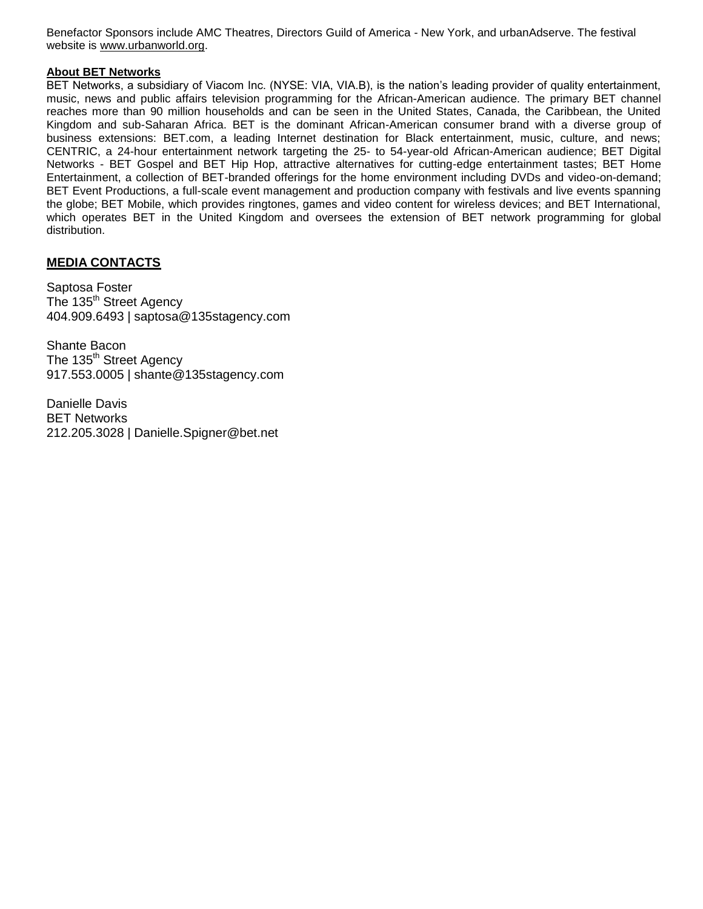Benefactor Sponsors include AMC Theatres, Directors Guild of America - New York, and urbanAdserve. The festival website is www.urbanworld.org.

**About BET Networks**

BET Networks, a subsidiary of Viacom Inc. (NYSE: VIA, VIA.B), is the nation's leading provider of quality entertainment, music, news and public affairs television programming for the African-American audience. The primary BET channel reaches more than 90 million households and can be seen in the United States, Canada, the Caribbean, the United Kingdom and sub-Saharan Africa. BET is the dominant African-American consumer brand with a diverse group of business extensions: BET.com, a leading Internet destination for Black entertainment, music, culture, and news; CENTRIC, a 24-hour entertainment network targeting the 25- to 54-year-old African-American audience; BET Digital Networks - BET Gospel and BET Hip Hop, attractive alternatives for cutting-edge entertainment tastes; BET Home Entertainment, a collection of BET-branded offerings for the home environment including DVDs and video-on-demand; BET Event Productions, a full-scale event management and production company with festivals and live events spanning the globe; BET Mobile, which provides ringtones, games and video content for wireless devices; and BET International, which operates BET in the United Kingdom and oversees the extension of BET network programming for global distribution.

## MEDIA CONTACTS

Saptosa Foster
The 135th Street Agency
404.909.6493 | saptosa@135stagency.com

Shante Bacon
The 135th Street Agency
917.553.0005 | shante@135stagency.com

Danielle Davis
BET Networks
212.205.3028 | Danielle.Spigner@bet.net